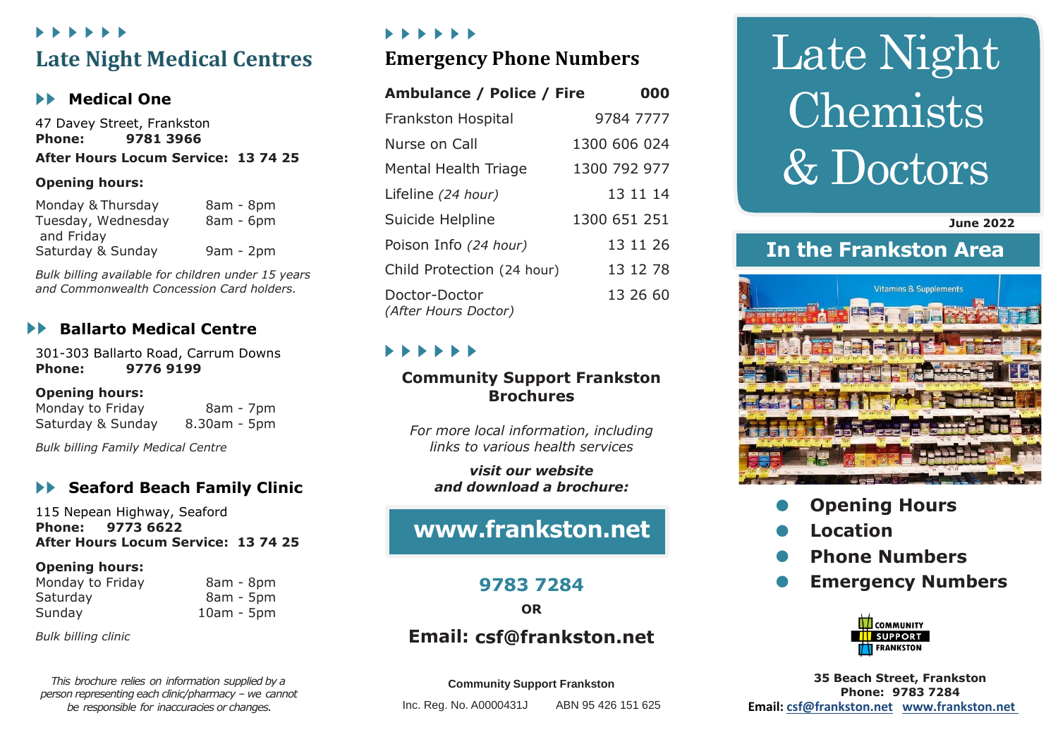## Late Night Medical Centres

### Medical One

47 Davey Street, Frankston
**Phone: 9781 3966**
**After Hours Locum Service: 13 74 25**

**Opening hours:**

| | |
|---|---|
| Monday & Thursday | 8am - 8pm |
| Tuesday, Wednesday and Friday | 8am - 6pm |
| Saturday & Sunday | 9am - 2pm |

*Bulk billing available for children under 15 years and Commonwealth Concession Card holders.*

### Ballarto Medical Centre

301-303 Ballarto Road, Carrum Downs
**Phone: 9776 9199**

**Opening hours:**

| | |
|---|---|
| Monday to Friday | 8am - 7pm |
| Saturday & Sunday | 8.30am - 5pm |

*Bulk billing Family Medical Centre*

### Seaford Beach Family Clinic

115 Nepean Highway, Seaford
**Phone: 9773 6622**
**After Hours Locum Service: 13 74 25**

**Opening hours:**

| | |
|---|---|
| Monday to Friday | 8am - 8pm |
| Saturday | 8am - 5pm |
| Sunday | 10am - 5pm |

*Bulk billing clinic*

*This brochure relies on information supplied by a person representing each clinic/pharmacy – we cannot be responsible for inaccuracies or changes.*

## Emergency Phone Numbers

| | |
|---|---|
| **Ambulance / Police / Fire** | **000** |
| Frankston Hospital | 9784 7777 |
| Nurse on Call | 1300 606 024 |
| Mental Health Triage | 1300 792 977 |
| Lifeline *(24 hour)* | 13 11 14 |
| Suicide Helpline | 1300 651 251 |
| Poison Info *(24 hour)* | 13 11 26 |
| Child Protection (24 hour) | 13 12 78 |
| Doctor-Doctor *(After Hours Doctor)* | 13 26 60 |

### Community Support Frankston Brochures

*For more local information, including links to various health services*

***visit our website and download a brochure:***

**www.frankston.net**

**9783 7284**

**OR**

**Email: csf@frankston.net**

Community Support Frankston

Inc. Reg. No. A0000431J ABN 95 426 151 625

# Late Night Chemists & Doctors

**June 2022**

## In the Frankston Area

- **Opening Hours**
- **Location**
- **Phone Numbers**
- **Emergency Numbers**

COMMUNITY SUPPORT FRANKSTON

**35 Beach Street, Frankston**
**Phone: 9783 7284**
**Email: csf@frankston.net www.frankston.net**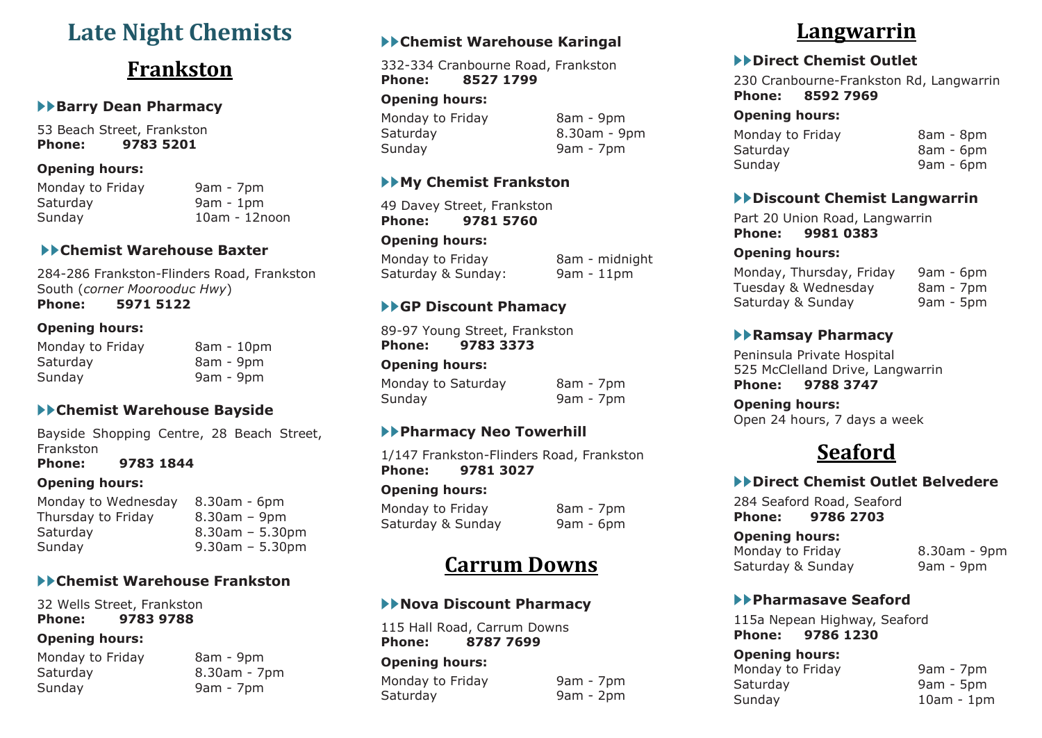# Late Night Chemists

## Frankston

### Barry Dean Pharmacy

53 Beach Street, Frankston
**Phone: 9783 5201**

**Opening hours:**

| | |
|---|---|
| Monday to Friday | 9am - 7pm |
| Saturday | 9am - 1pm |
| Sunday | 10am - 12noon |

### Chemist Warehouse Baxter

284-286 Frankston-Flinders Road, Frankston South (*corner Moorooduc Hwy*)
**Phone: 5971 5122**

**Opening hours:**

| | |
|---|---|
| Monday to Friday | 8am - 10pm |
| Saturday | 8am - 9pm |
| Sunday | 9am - 9pm |

### Chemist Warehouse Bayside

Bayside Shopping Centre, 28 Beach Street, Frankston
**Phone: 9783 1844**

**Opening hours:**

| | |
|---|---|
| Monday to Wednesday | 8.30am - 6pm |
| Thursday to Friday | 8.30am – 9pm |
| Saturday | 8.30am – 5.30pm |
| Sunday | 9.30am – 5.30pm |

### Chemist Warehouse Frankston

32 Wells Street, Frankston
**Phone: 9783 9788**

**Opening hours:**

| | |
|---|---|
| Monday to Friday | 8am - 9pm |
| Saturday | 8.30am - 7pm |
| Sunday | 9am - 7pm |

### Chemist Warehouse Karingal

332-334 Cranbourne Road, Frankston
**Phone: 8527 1799**

**Opening hours:**

| | |
|---|---|
| Monday to Friday | 8am - 9pm |
| Saturday | 8.30am - 9pm |
| Sunday | 9am - 7pm |

### My Chemist Frankston

49 Davey Street, Frankston
**Phone: 9781 5760**

**Opening hours:**

| | |
|---|---|
| Monday to Friday | 8am - midnight |
| Saturday & Sunday: | 9am - 11pm |

### GP Discount Phamacy

89-97 Young Street, Frankston
**Phone: 9783 3373**

**Opening hours:**

| | |
|---|---|
| Monday to Saturday | 8am - 7pm |
| Sunday | 9am - 7pm |

### Pharmacy Neo Towerhill

1/147 Frankston-Flinders Road, Frankston
**Phone: 9781 3027**

**Opening hours:**

| | |
|---|---|
| Monday to Friday | 8am - 7pm |
| Saturday & Sunday | 9am - 6pm |

## Carrum Downs

### Nova Discount Pharmacy

115 Hall Road, Carrum Downs
**Phone: 8787 7699**

**Opening hours:**

| | |
|---|---|
| Monday to Friday | 9am - 7pm |
| Saturday | 9am - 2pm |

## Langwarrin

### Direct Chemist Outlet

230 Cranbourne-Frankston Rd, Langwarrin
**Phone: 8592 7969**

**Opening hours:**

| | |
|---|---|
| Monday to Friday | 8am - 8pm |
| Saturday | 8am - 6pm |
| Sunday | 9am - 6pm |

### Discount Chemist Langwarrin

Part 20 Union Road, Langwarrin
**Phone: 9981 0383**

**Opening hours:**

| | |
|---|---|
| Monday, Thursday, Friday | 9am - 6pm |
| Tuesday & Wednesday | 8am - 7pm |
| Saturday & Sunday | 9am - 5pm |

### Ramsay Pharmacy

Peninsula Private Hospital
525 McClelland Drive, Langwarrin
**Phone: 9788 3747**

**Opening hours:**
Open 24 hours, 7 days a week

## Seaford

### Direct Chemist Outlet Belvedere

284 Seaford Road, Seaford
**Phone: 9786 2703**

**Opening hours:**

| | |
|---|---|
| Monday to Friday | 8.30am - 9pm |
| Saturday & Sunday | 9am - 9pm |

### Pharmasave Seaford

115a Nepean Highway, Seaford
**Phone: 9786 1230**

**Opening hours:**

| | |
|---|---|
| Monday to Friday | 9am - 7pm |
| Saturday | 9am - 5pm |
| Sunday | 10am - 1pm |